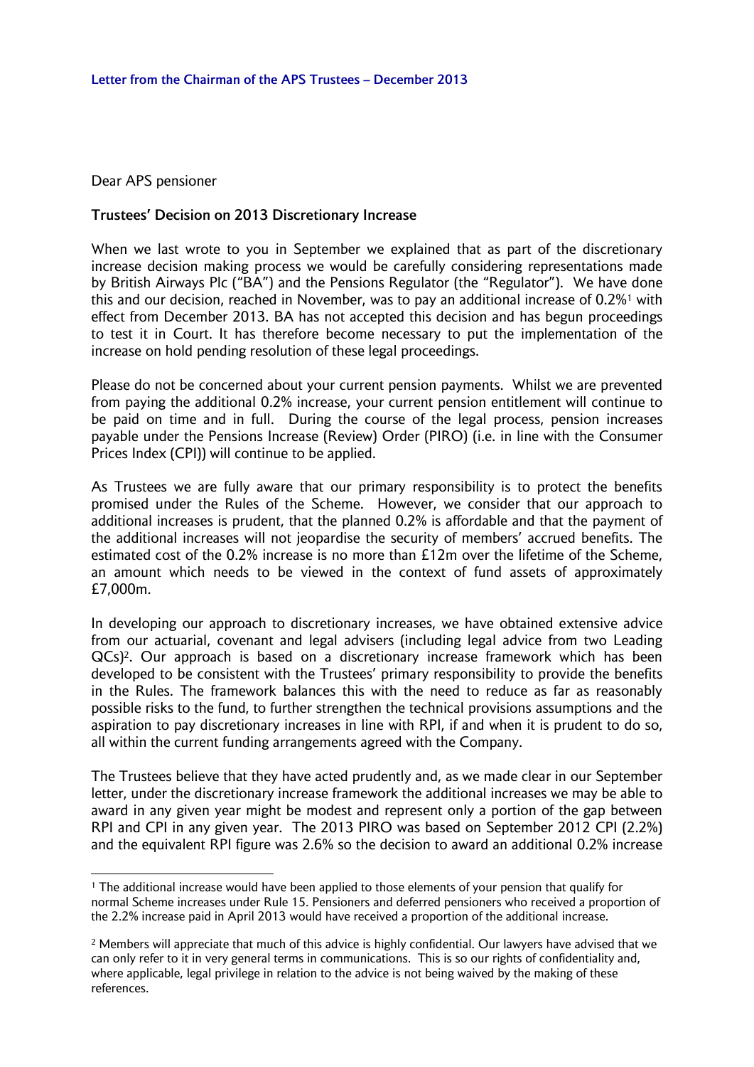## Letter from the Chairman of the APS Trustees – December 2013

Dear APS pensioner

**Trustees' Decision on 2013 Discretionary Increase**

When we last wrote to you in September we explained that as part of the discretionary increase decision making process we would be carefully considering representations made by British Airways Plc ("BA") and the Pensions Regulator (the "Regulator"). We have done this and our decision, reached in November, was to pay an additional increase of 0.2%[1] with effect from December 2013. BA has not accepted this decision and has begun proceedings to test it in Court. It has therefore become necessary to put the implementation of the increase on hold pending resolution of these legal proceedings.

Please do not be concerned about your current pension payments. Whilst we are prevented from paying the additional 0.2% increase, your current pension entitlement will continue to be paid on time and in full. During the course of the legal process, pension increases payable under the Pensions Increase (Review) Order (PIRO) (i.e. in line with the Consumer Prices Index (CPI)) will continue to be applied.

As Trustees we are fully aware that our primary responsibility is to protect the benefits promised under the Rules of the Scheme. However, we consider that our approach to additional increases is prudent, that the planned 0.2% is affordable and that the payment of the additional increases will not jeopardise the security of members' accrued benefits. The estimated cost of the 0.2% increase is no more than £12m over the lifetime of the Scheme, an amount which needs to be viewed in the context of fund assets of approximately £7,000m.

In developing our approach to discretionary increases, we have obtained extensive advice from our actuarial, covenant and legal advisers (including legal advice from two Leading QCs)[2]. Our approach is based on a discretionary increase framework which has been developed to be consistent with the Trustees' primary responsibility to provide the benefits in the Rules. The framework balances this with the need to reduce as far as reasonably possible risks to the fund, to further strengthen the technical provisions assumptions and the aspiration to pay discretionary increases in line with RPI, if and when it is prudent to do so, all within the current funding arrangements agreed with the Company.

The Trustees believe that they have acted prudently and, as we made clear in our September letter, under the discretionary increase framework the additional increases we may be able to award in any given year might be modest and represent only a portion of the gap between RPI and CPI in any given year. The 2013 PIRO was based on September 2012 CPI (2.2%) and the equivalent RPI figure was 2.6% so the decision to award an additional 0.2% increase

---

[1] The additional increase would have been applied to those elements of your pension that qualify for normal Scheme increases under Rule 15. Pensioners and deferred pensioners who received a proportion of the 2.2% increase paid in April 2013 would have received a proportion of the additional increase.

[2] Members will appreciate that much of this advice is highly confidential. Our lawyers have advised that we can only refer to it in very general terms in communications. This is so our rights of confidentiality and, where applicable, legal privilege in relation to the advice is not being waived by the making of these references.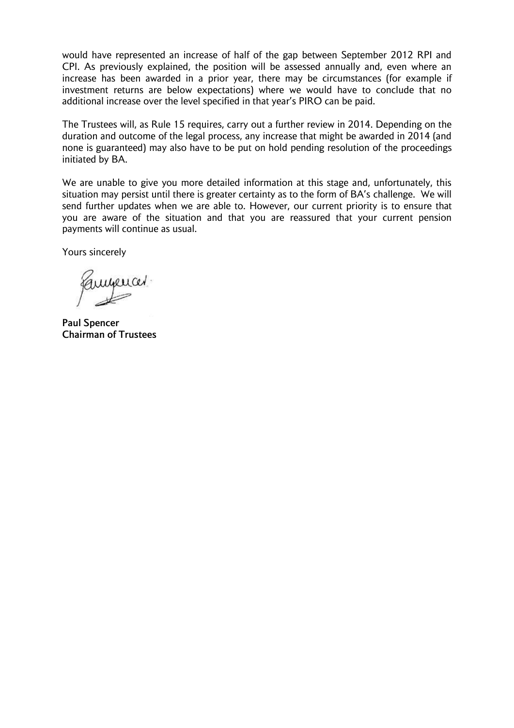would have represented an increase of half of the gap between September 2012 RPI and CPI. As previously explained, the position will be assessed annually and, even where an increase has been awarded in a prior year, there may be circumstances (for example if investment returns are below expectations) where we would have to conclude that no additional increase over the level specified in that year's PIRO can be paid.

The Trustees will, as Rule 15 requires, carry out a further review in 2014. Depending on the duration and outcome of the legal process, any increase that might be awarded in 2014 (and none is guaranteed) may also have to be put on hold pending resolution of the proceedings initiated by BA.

We are unable to give you more detailed information at this stage and, unfortunately, this situation may persist until there is greater certainty as to the form of BA's challenge. We will send further updates when we are able to. However, our current priority is to ensure that you are aware of the situation and that you are reassured that your current pension payments will continue as usual.

Yours sincerely

**Paul Spencer**
**Chairman of Trustees**